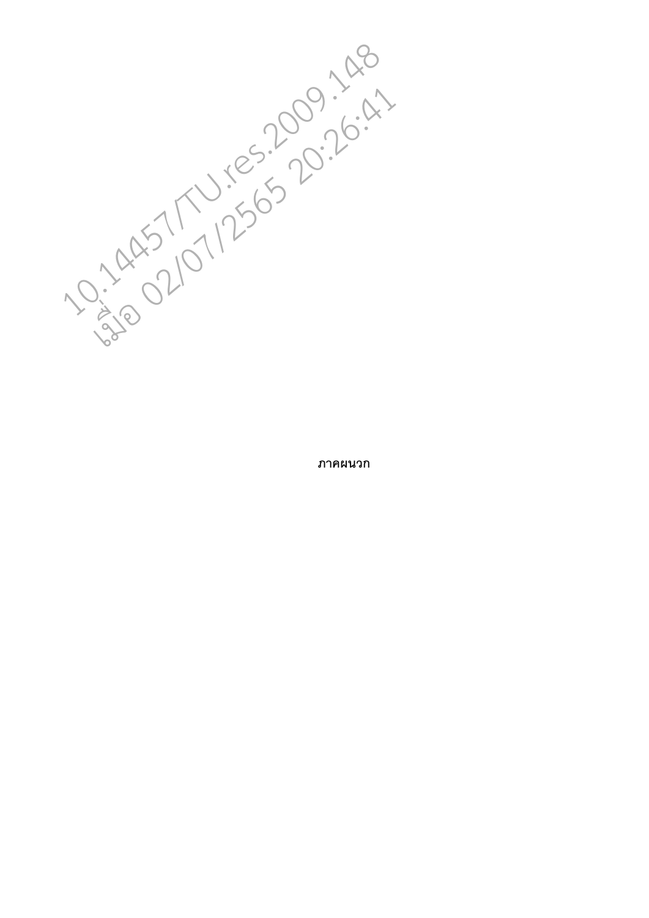**ภาคผนวก**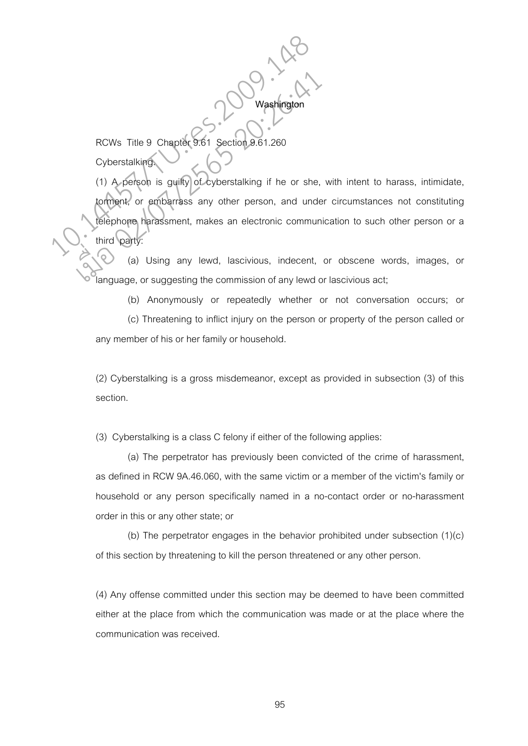# Washington

RCWs Title 9 Chapter 9.61 Section 9.61.260

Cyberstalking.

(1) A person is guilty of cyberstalking if he or she, with intent to harass, intimidate, torment, or embarrass any other person, and under circumstances not constituting telephone harassment, makes an electronic communication to such other person or a third party:

(a) Using any lewd, lascivious, indecent, or obscene words, images, or language, or suggesting the commission of any lewd or lascivious act;

(b) Anonymously or repeatedly whether or not conversation occurs; or

(c) Threatening to inflict injury on the person or property of the person called or any member of his or her family or household.

(2) Cyberstalking is a gross misdemeanor, except as provided in subsection (3) of this section.

(3) Cyberstalking is a class C felony if either of the following applies:

(a) The perpetrator has previously been convicted of the crime of harassment, as defined in RCW 9A.46.060, with the same victim or a member of the victim's family or household or any person specifically named in a no-contact order or no-harassment order in this or any other state; or

(b) The perpetrator engages in the behavior prohibited under subsection (1)(c) of this section by threatening to kill the person threatened or any other person.

(4) Any offense committed under this section may be deemed to have been committed either at the place from which the communication was made or at the place where the communication was received.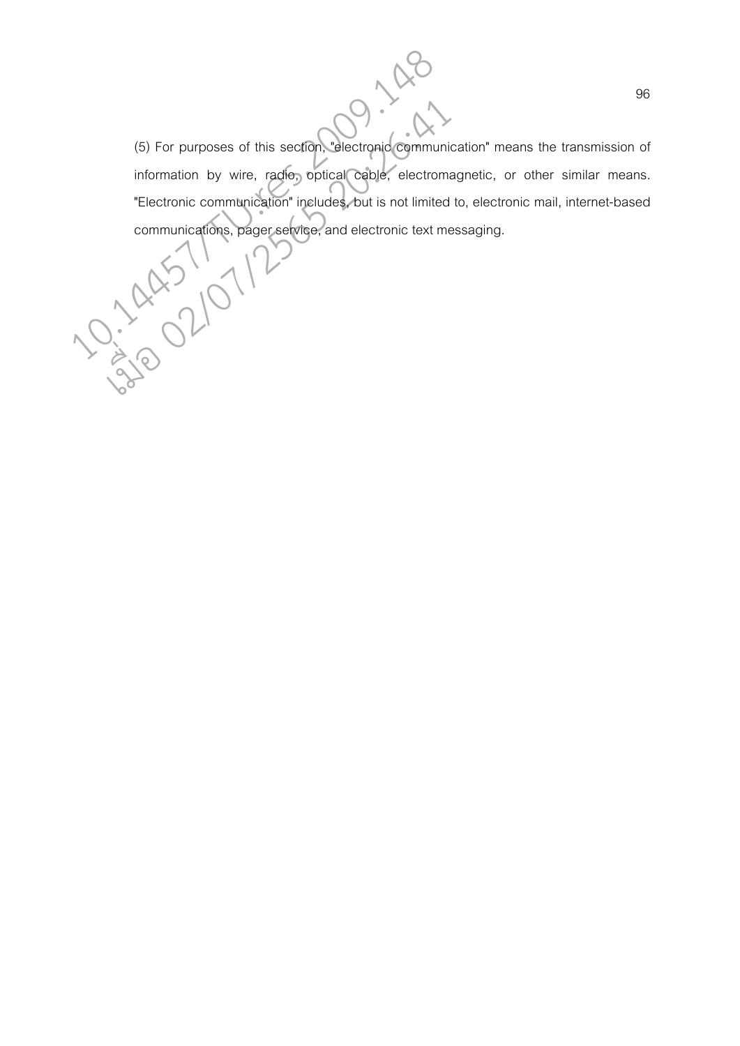(5) For purposes of this section, "electronic communication" means the transmission of information by wire, radio, optical cable, electromagnetic, or other similar means. "Electronic communication" includes, but is not limited to, electronic mail, internet-based communications, pager service, and electronic text messaging.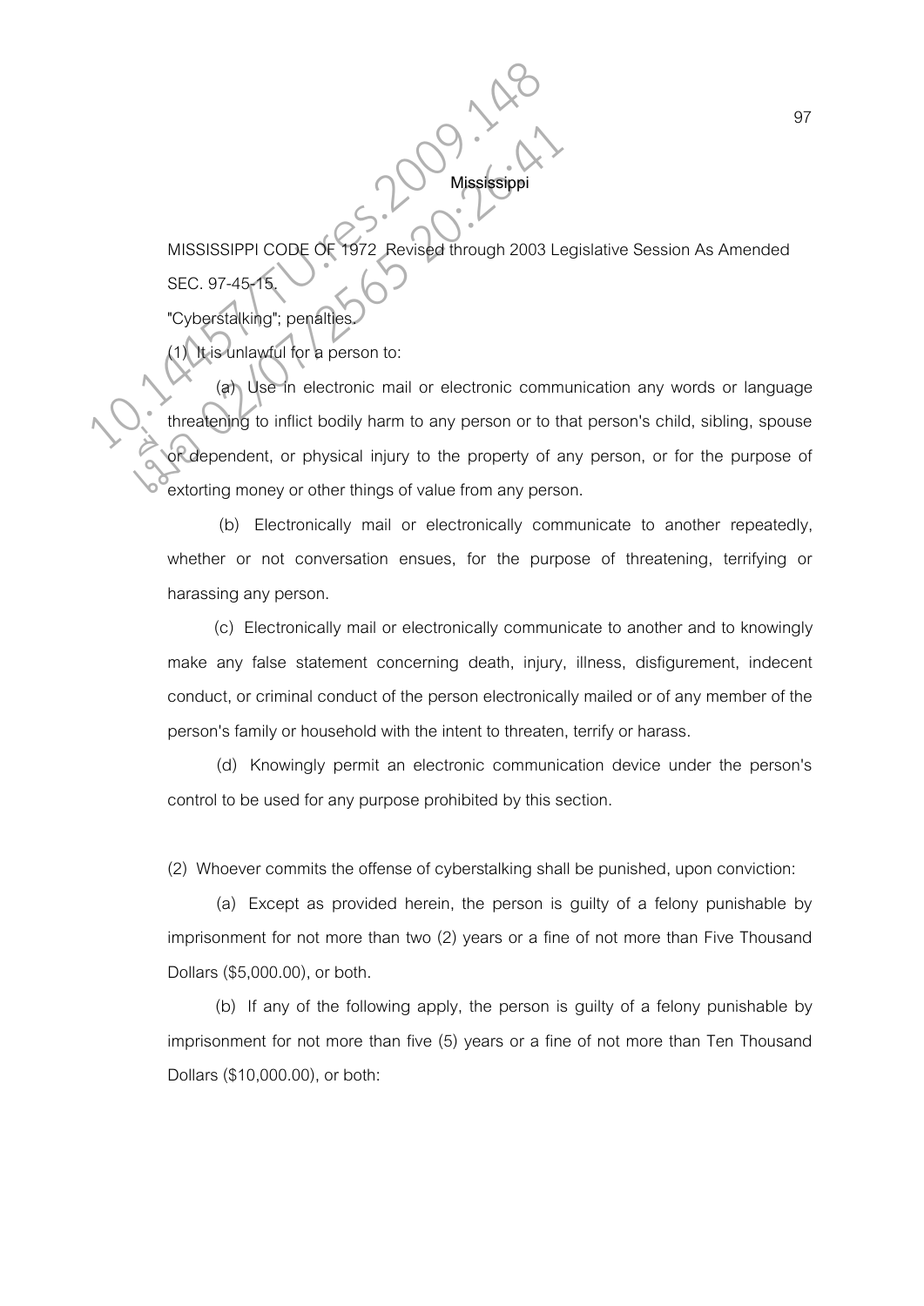## Mississippi

MISSISSIPPI CODE OF 1972 Revised through 2003 Legislative Session As Amended

SEC. 97-45-15.

"Cyberstalking"; penalties.

(1) It is unlawful for a person to:

(a) Use in electronic mail or electronic communication any words or language threatening to inflict bodily harm to any person or to that person's child, sibling, spouse or dependent, or physical injury to the property of any person, or for the purpose of extorting money or other things of value from any person.

(b) Electronically mail or electronically communicate to another repeatedly, whether or not conversation ensues, for the purpose of threatening, terrifying or harassing any person.

(c) Electronically mail or electronically communicate to another and to knowingly make any false statement concerning death, injury, illness, disfigurement, indecent conduct, or criminal conduct of the person electronically mailed or of any member of the person's family or household with the intent to threaten, terrify or harass.

(d) Knowingly permit an electronic communication device under the person's control to be used for any purpose prohibited by this section.

(2) Whoever commits the offense of cyberstalking shall be punished, upon conviction:

(a) Except as provided herein, the person is guilty of a felony punishable by imprisonment for not more than two (2) years or a fine of not more than Five Thousand Dollars ($5,000.00), or both.

(b) If any of the following apply, the person is guilty of a felony punishable by imprisonment for not more than five (5) years or a fine of not more than Ten Thousand Dollars ($10,000.00), or both: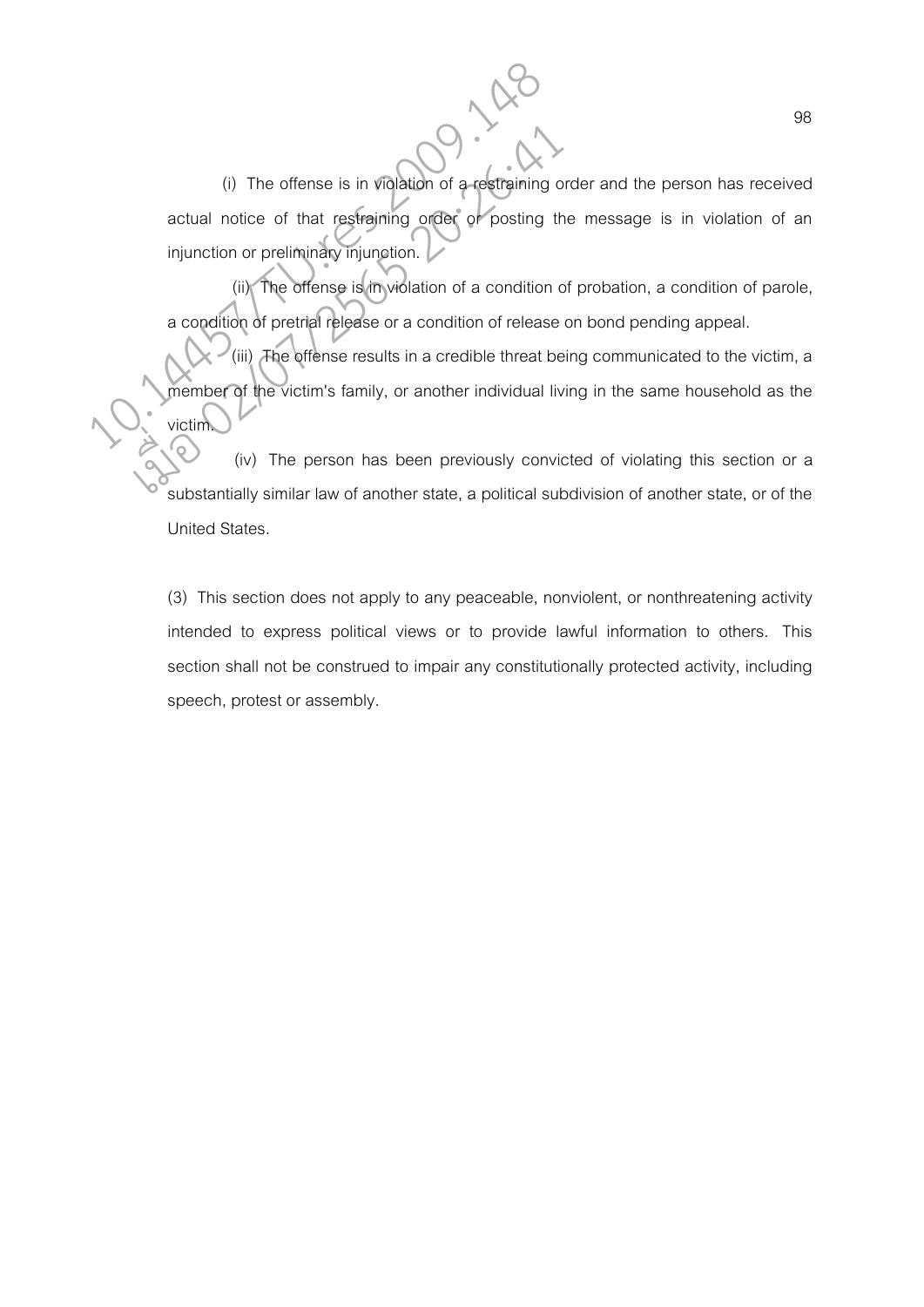(i) The offense is in violation of a restraining order and the person has received actual notice of that restraining order or posting the message is in violation of an injunction or preliminary injunction.

(ii) The offense is in violation of a condition of probation, a condition of parole, a condition of pretrial release or a condition of release on bond pending appeal.

(iii) The offense results in a credible threat being communicated to the victim, a member of the victim's family, or another individual living in the same household as the victim.

(iv) The person has been previously convicted of violating this section or a substantially similar law of another state, a political subdivision of another state, or of the United States.

(3) This section does not apply to any peaceable, nonviolent, or nonthreatening activity intended to express political views or to provide lawful information to others. This section shall not be construed to impair any constitutionally protected activity, including speech, protest or assembly.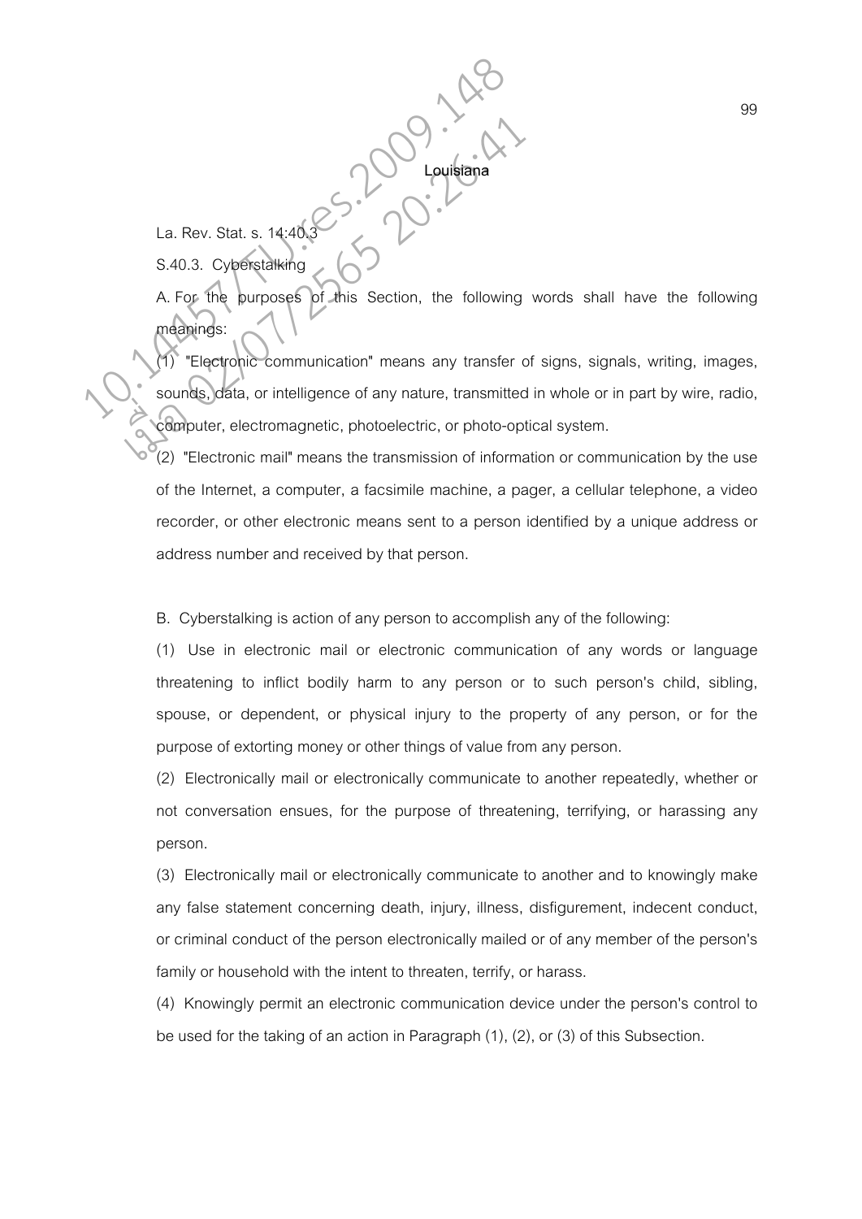**Louisiana**

La. Rev. Stat. s. 14:40.3

S.40.3. Cyberstalking

A. For the purposes of this Section, the following words shall have the following meanings:

(1) "Electronic communication" means any transfer of signs, signals, writing, images, sounds, data, or intelligence of any nature, transmitted in whole or in part by wire, radio, computer, electromagnetic, photoelectric, or photo-optical system.

(2) "Electronic mail" means the transmission of information or communication by the use of the Internet, a computer, a facsimile machine, a pager, a cellular telephone, a video recorder, or other electronic means sent to a person identified by a unique address or address number and received by that person.

B. Cyberstalking is action of any person to accomplish any of the following:

(1) Use in electronic mail or electronic communication of any words or language threatening to inflict bodily harm to any person or to such person's child, sibling, spouse, or dependent, or physical injury to the property of any person, or for the purpose of extorting money or other things of value from any person.

(2) Electronically mail or electronically communicate to another repeatedly, whether or not conversation ensues, for the purpose of threatening, terrifying, or harassing any person.

(3) Electronically mail or electronically communicate to another and to knowingly make any false statement concerning death, injury, illness, disfigurement, indecent conduct, or criminal conduct of the person electronically mailed or of any member of the person's family or household with the intent to threaten, terrify, or harass.

(4) Knowingly permit an electronic communication device under the person's control to be used for the taking of an action in Paragraph (1), (2), or (3) of this Subsection.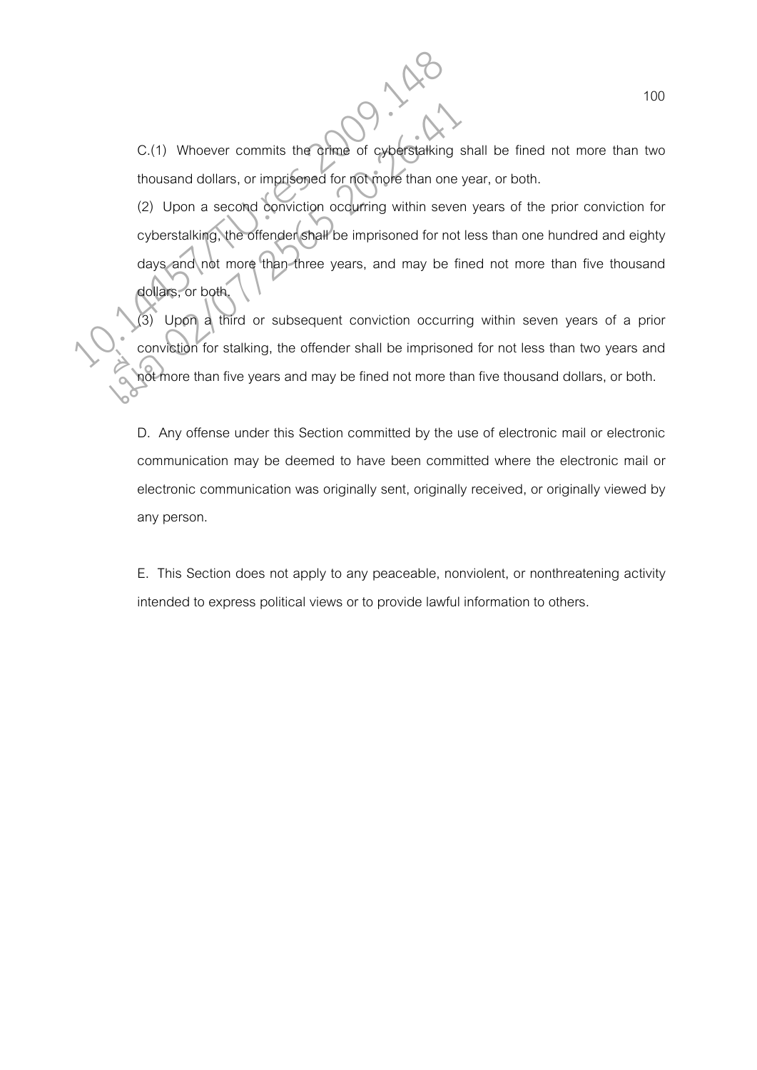C.(1) Whoever commits the crime of cyberstalking shall be fined not more than two thousand dollars, or imprisoned for not more than one year, or both.

(2) Upon a second conviction occurring within seven years of the prior conviction for cyberstalking, the offender shall be imprisoned for not less than one hundred and eighty days and not more than three years, and may be fined not more than five thousand dollars, or both.

(3) Upon a third or subsequent conviction occurring within seven years of a prior conviction for stalking, the offender shall be imprisoned for not less than two years and not more than five years and may be fined not more than five thousand dollars, or both.

D. Any offense under this Section committed by the use of electronic mail or electronic communication may be deemed to have been committed where the electronic mail or electronic communication was originally sent, originally received, or originally viewed by any person.

E. This Section does not apply to any peaceable, nonviolent, or nonthreatening activity intended to express political views or to provide lawful information to others.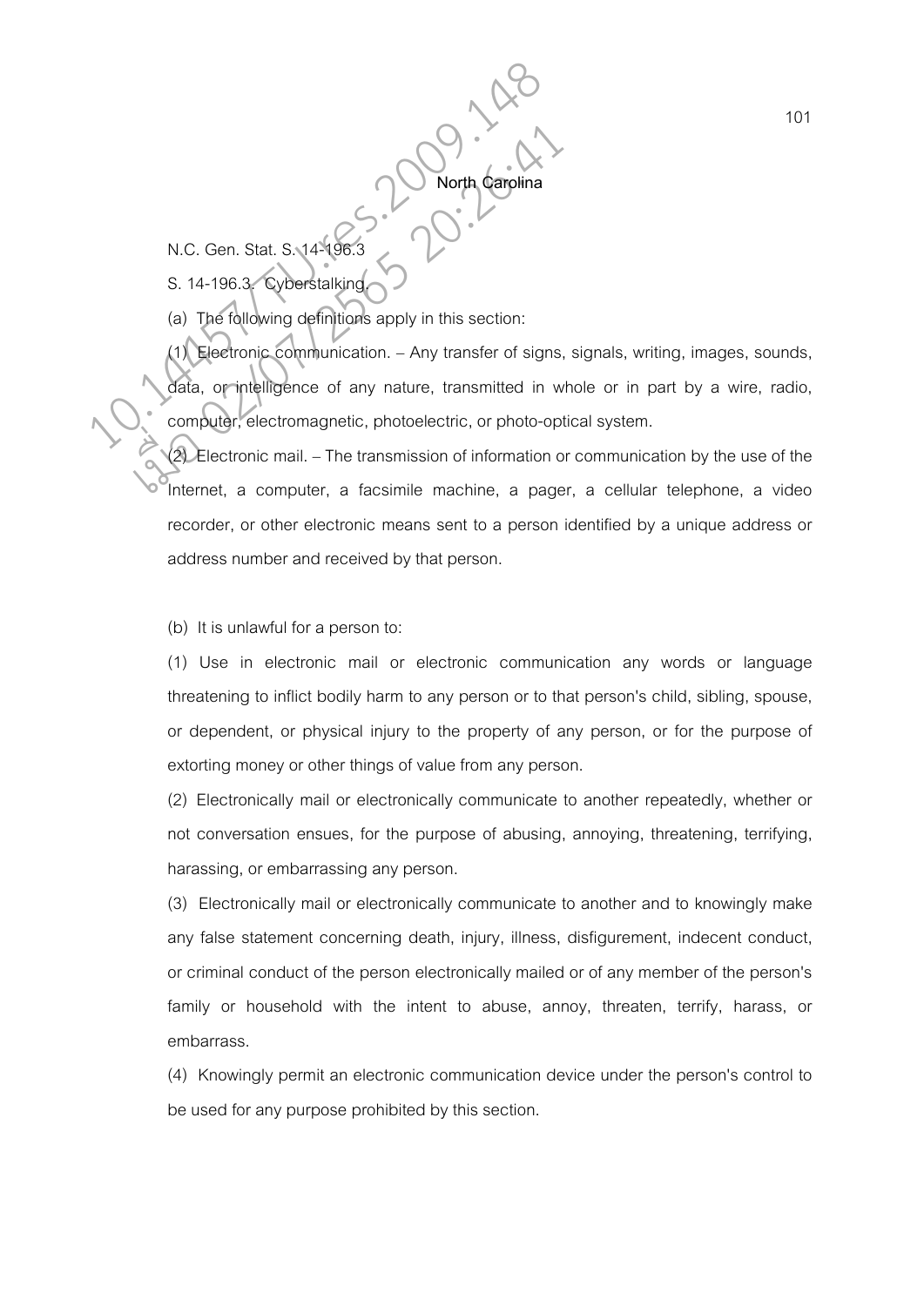## North Carolina

N.C. Gen. Stat. S. 14-196.3

S. 14-196.3. Cyberstalking.

(a) The following definitions apply in this section:

(1) Electronic communication. – Any transfer of signs, signals, writing, images, sounds, data, or intelligence of any nature, transmitted in whole or in part by a wire, radio, computer, electromagnetic, photoelectric, or photo-optical system.

(2) Electronic mail. – The transmission of information or communication by the use of the Internet, a computer, a facsimile machine, a pager, a cellular telephone, a video recorder, or other electronic means sent to a person identified by a unique address or address number and received by that person.

(b) It is unlawful for a person to:

(1) Use in electronic mail or electronic communication any words or language threatening to inflict bodily harm to any person or to that person's child, sibling, spouse, or dependent, or physical injury to the property of any person, or for the purpose of extorting money or other things of value from any person.

(2) Electronically mail or electronically communicate to another repeatedly, whether or not conversation ensues, for the purpose of abusing, annoying, threatening, terrifying, harassing, or embarrassing any person.

(3) Electronically mail or electronically communicate to another and to knowingly make any false statement concerning death, injury, illness, disfigurement, indecent conduct, or criminal conduct of the person electronically mailed or of any member of the person's family or household with the intent to abuse, annoy, threaten, terrify, harass, or embarrass.

(4) Knowingly permit an electronic communication device under the person's control to be used for any purpose prohibited by this section.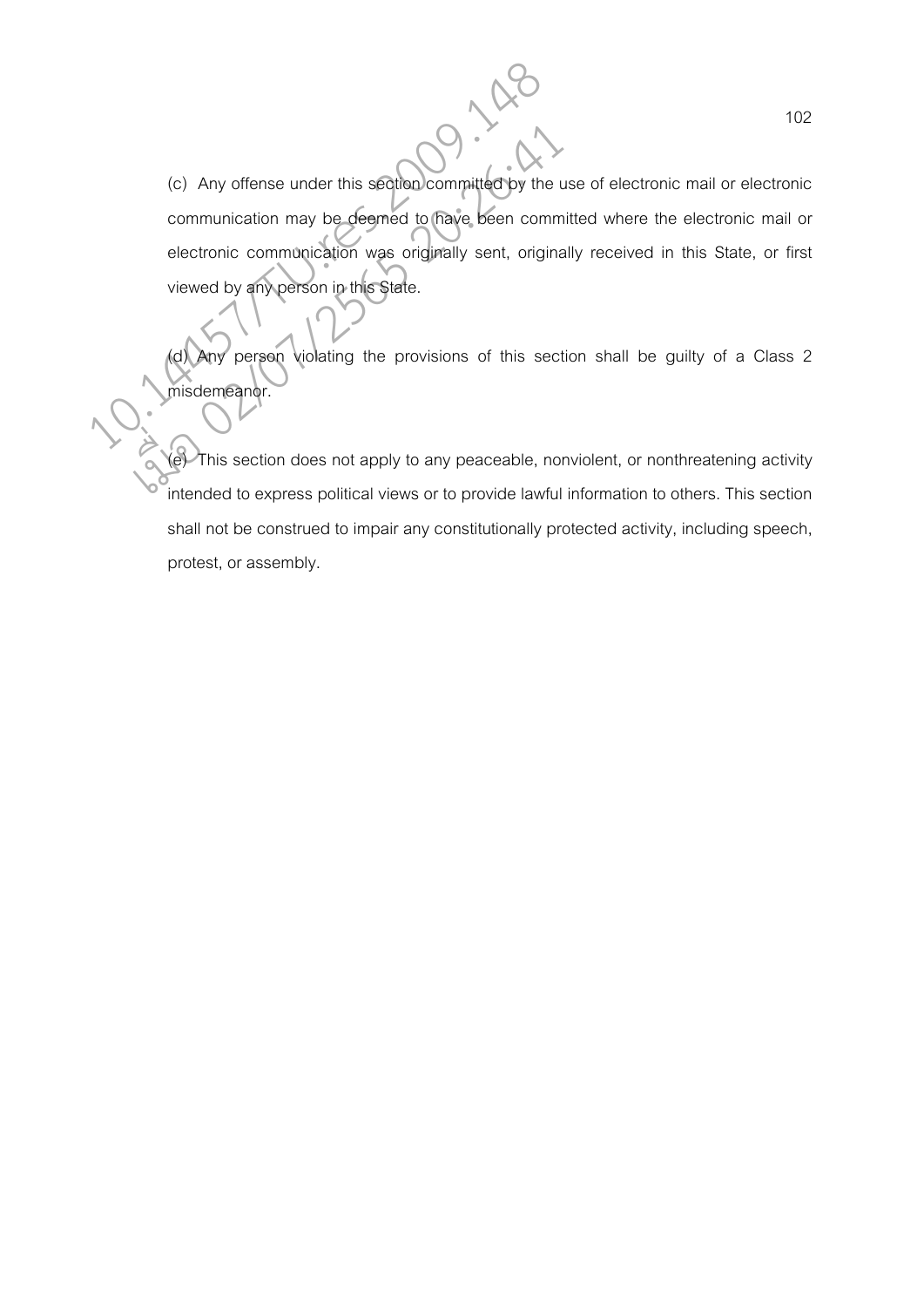(c) Any offense under this section committed by the use of electronic mail or electronic communication may be deemed to have been committed where the electronic mail or electronic communication was originally sent, originally received in this State, or first viewed by any person in this State.

(d) Any person violating the provisions of this section shall be guilty of a Class 2 misdemeanor.

(e) This section does not apply to any peaceable, nonviolent, or nonthreatening activity intended to express political views or to provide lawful information to others. This section shall not be construed to impair any constitutionally protected activity, including speech, protest, or assembly.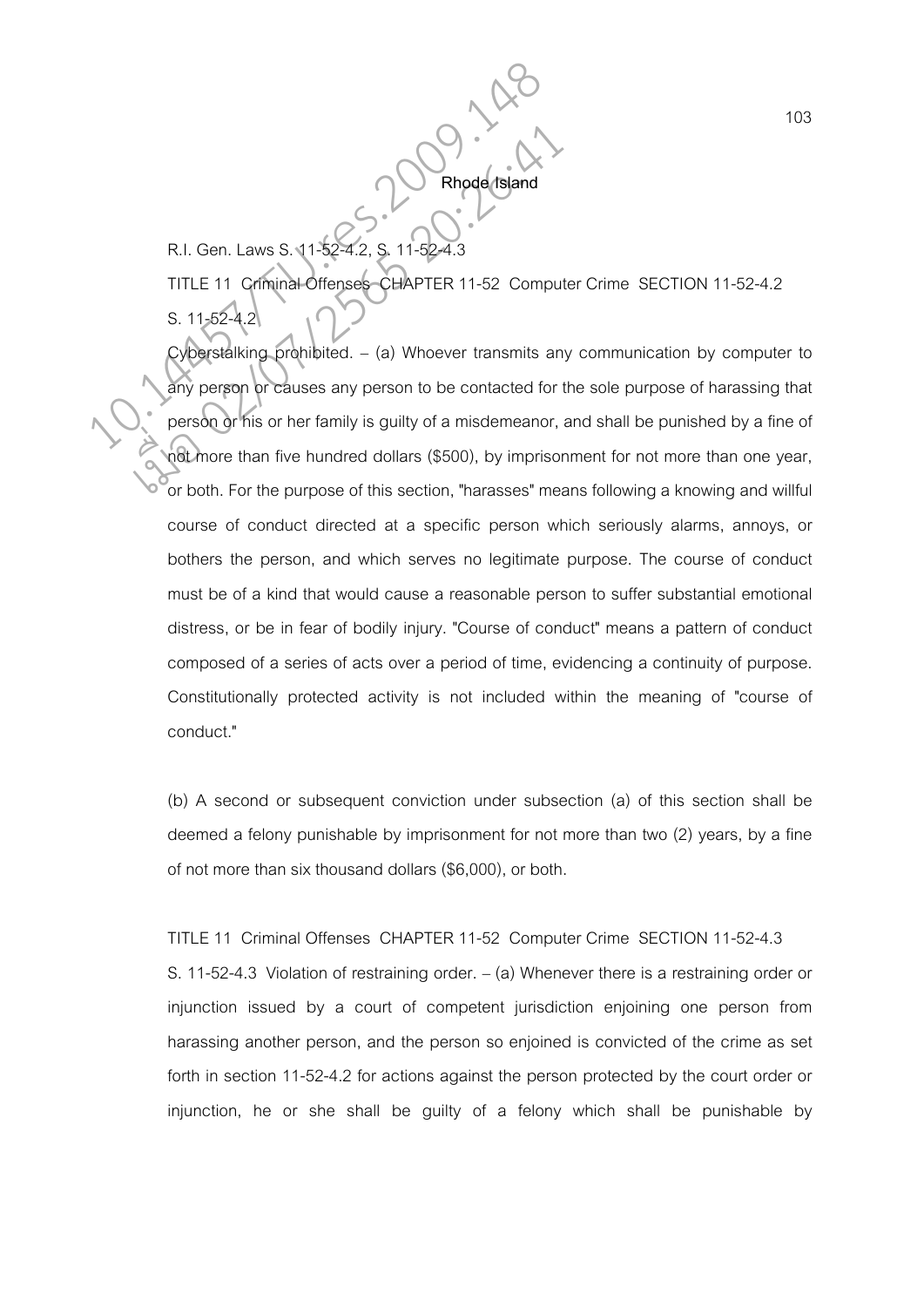## Rhode Island

R.I. Gen. Laws S. 11-52-4.2, S. 11-52-4.3

TITLE 11 Criminal Offenses CHAPTER 11-52 Computer Crime SECTION 11-52-4.2

S. 11-52-4.2

Cyberstalking prohibited. – (a) Whoever transmits any communication by computer to any person or causes any person to be contacted for the sole purpose of harassing that person or his or her family is guilty of a misdemeanor, and shall be punished by a fine of not more than five hundred dollars ($500), by imprisonment for not more than one year, or both. For the purpose of this section, "harasses" means following a knowing and willful course of conduct directed at a specific person which seriously alarms, annoys, or bothers the person, and which serves no legitimate purpose. The course of conduct must be of a kind that would cause a reasonable person to suffer substantial emotional distress, or be in fear of bodily injury. "Course of conduct" means a pattern of conduct composed of a series of acts over a period of time, evidencing a continuity of purpose. Constitutionally protected activity is not included within the meaning of "course of conduct."

(b) A second or subsequent conviction under subsection (a) of this section shall be deemed a felony punishable by imprisonment for not more than two (2) years, by a fine of not more than six thousand dollars ($6,000), or both.

TITLE 11 Criminal Offenses CHAPTER 11-52 Computer Crime SECTION 11-52-4.3

S. 11-52-4.3 Violation of restraining order. – (a) Whenever there is a restraining order or injunction issued by a court of competent jurisdiction enjoining one person from harassing another person, and the person so enjoined is convicted of the crime as set forth in section 11-52-4.2 for actions against the person protected by the court order or injunction, he or she shall be guilty of a felony which shall be punishable by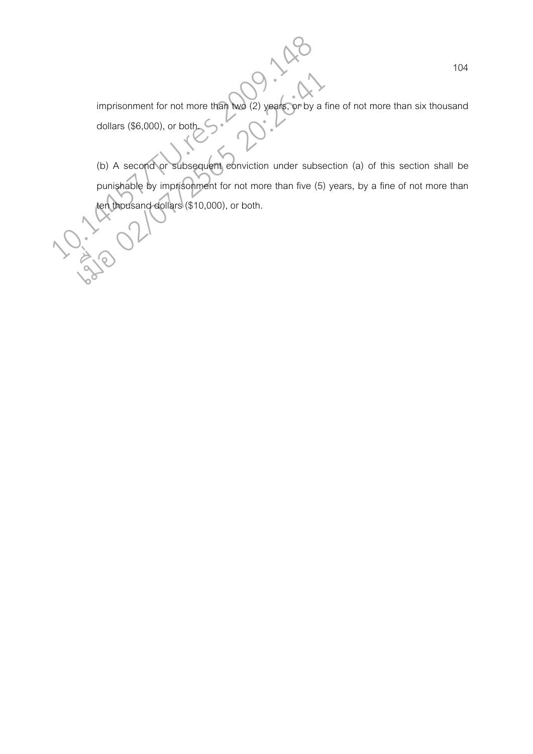imprisonment for not more than two (2) years, or by a fine of not more than six thousand dollars ($6,000), or both.

(b) A second or subsequent conviction under subsection (a) of this section shall be punishable by imprisonment for not more than five (5) years, by a fine of not more than ten thousand dollars ($10,000), or both.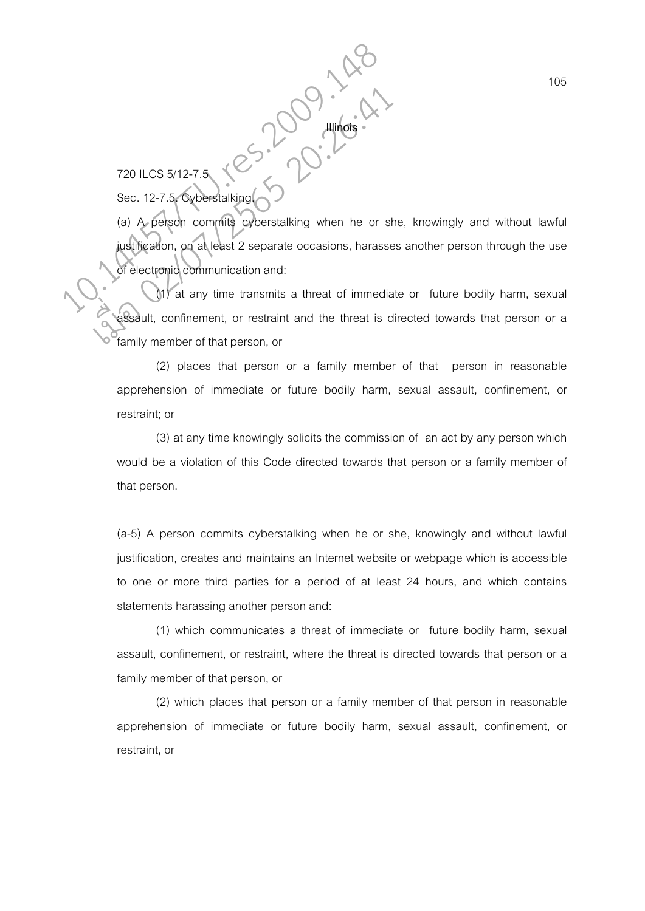## Illinois

720 ILCS 5/12-7.5

Sec. 12-7.5. Cyberstalking.

(a) A person commits cyberstalking when he or she, knowingly and without lawful justification, on at least 2 separate occasions, harasses another person through the use of electronic communication and:

(1) at any time transmits a threat of immediate or future bodily harm, sexual assault, confinement, or restraint and the threat is directed towards that person or a family member of that person, or

(2) places that person or a family member of that person in reasonable apprehension of immediate or future bodily harm, sexual assault, confinement, or restraint; or

(3) at any time knowingly solicits the commission of an act by any person which would be a violation of this Code directed towards that person or a family member of that person.

(a-5) A person commits cyberstalking when he or she, knowingly and without lawful justification, creates and maintains an Internet website or webpage which is accessible to one or more third parties for a period of at least 24 hours, and which contains statements harassing another person and:

(1) which communicates a threat of immediate or future bodily harm, sexual assault, confinement, or restraint, where the threat is directed towards that person or a family member of that person, or

(2) which places that person or a family member of that person in reasonable apprehension of immediate or future bodily harm, sexual assault, confinement, or restraint, or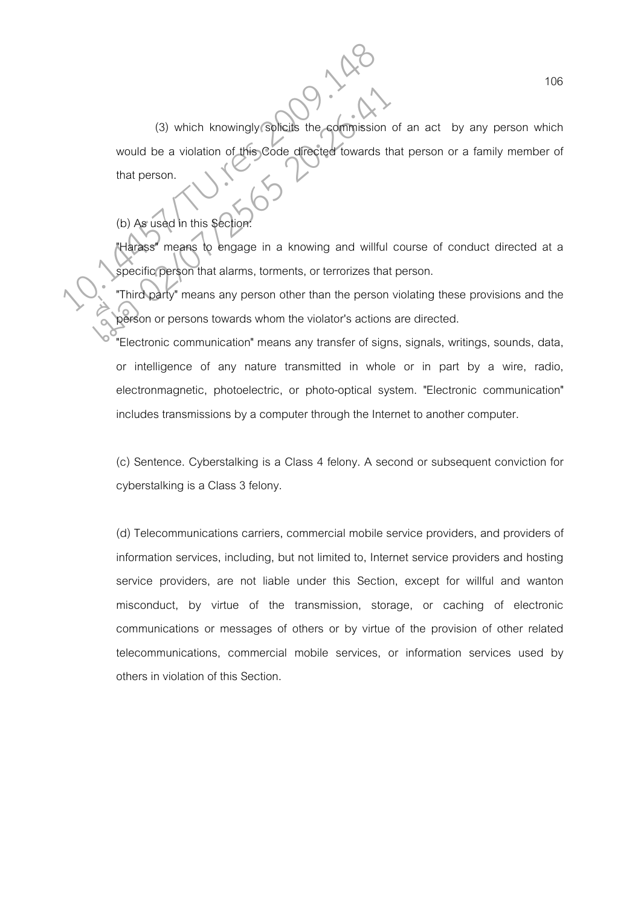(3) which knowingly solicits the commission of an act by any person which would be a violation of this Code directed towards that person or a family member of that person.

(b) As used in this Section:

"Harass" means to engage in a knowing and willful course of conduct directed at a specific person that alarms, torments, or terrorizes that person.

"Third party" means any person other than the person violating these provisions and the person or persons towards whom the violator's actions are directed.

"Electronic communication" means any transfer of signs, signals, writings, sounds, data, or intelligence of any nature transmitted in whole or in part by a wire, radio, electronmagnetic, photoelectric, or photo-optical system. "Electronic communication" includes transmissions by a computer through the Internet to another computer.

(c) Sentence. Cyberstalking is a Class 4 felony. A second or subsequent conviction for cyberstalking is a Class 3 felony.

(d) Telecommunications carriers, commercial mobile service providers, and providers of information services, including, but not limited to, Internet service providers and hosting service providers, are not liable under this Section, except for willful and wanton misconduct, by virtue of the transmission, storage, or caching of electronic communications or messages of others or by virtue of the provision of other related telecommunications, commercial mobile services, or information services used by others in violation of this Section.